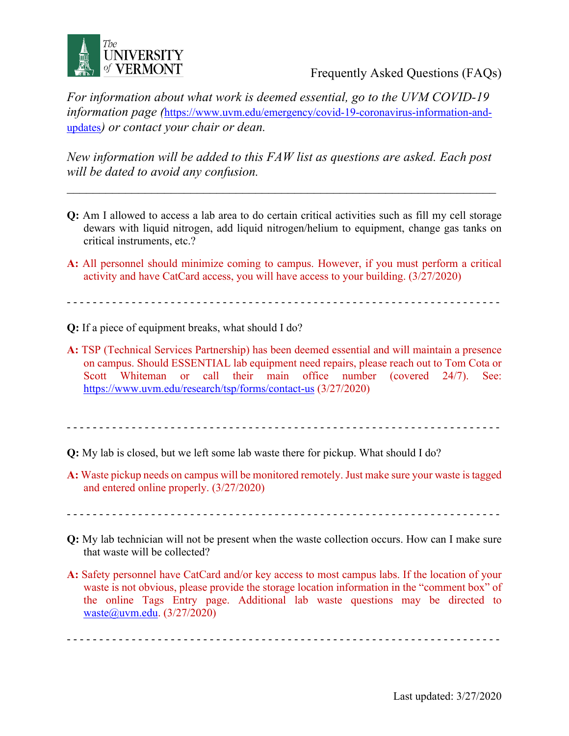The UNIVERSITY of VERMONT

Frequently Asked Questions (FAQs)

*For information about what work is deemed essential, go to the UVM COVID-19 information page (https://www.uvm.edu/emergency/covid-19-coronavirus-information-and-updates) or contact your chair or dean.*

*New information will be added to this FAW list as questions are asked. Each post will be dated to avoid any confusion.*

---

**Q:** Am I allowed to access a lab area to do certain critical activities such as fill my cell storage dewars with liquid nitrogen, add liquid nitrogen/helium to equipment, change gas tanks on critical instruments, etc.?

**A:** All personnel should minimize coming to campus. However, if you must perform a critical activity and have CatCard access, you will have access to your building. (3/27/2020)

---

**Q:** If a piece of equipment breaks, what should I do?

**A:** TSP (Technical Services Partnership) has been deemed essential and will maintain a presence on campus. Should ESSENTIAL lab equipment need repairs, please reach out to Tom Cota or Scott Whiteman or call their main office number (covered 24/7). See: https://www.uvm.edu/research/tsp/forms/contact-us (3/27/2020)

---

**Q:** My lab is closed, but we left some lab waste there for pickup. What should I do?

**A:** Waste pickup needs on campus will be monitored remotely. Just make sure your waste is tagged and entered online properly. (3/27/2020)

---

**Q:** My lab technician will not be present when the waste collection occurs. How can I make sure that waste will be collected?

**A:** Safety personnel have CatCard and/or key access to most campus labs. If the location of your waste is not obvious, please provide the storage location information in the "comment box" of the online Tags Entry page. Additional lab waste questions may be directed to waste@uvm.edu. (3/27/2020)

---

Last updated: 3/27/2020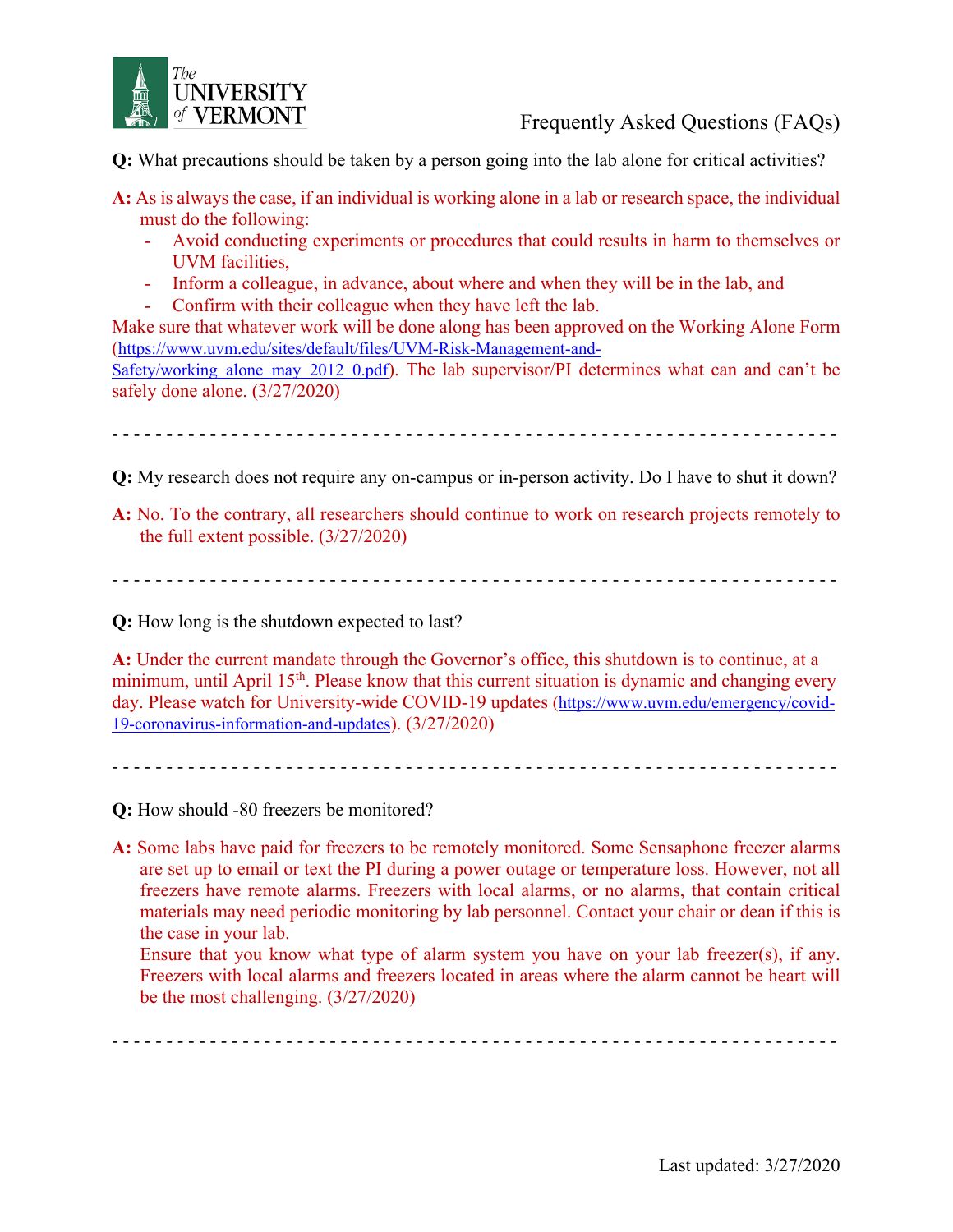Frequently Asked Questions (FAQs)

**Q:** What precautions should be taken by a person going into the lab alone for critical activities?

**A:** As is always the case, if an individual is working alone in a lab or research space, the individual must do the following:

- Avoid conducting experiments or procedures that could results in harm to themselves or UVM facilities,
- Inform a colleague, in advance, about where and when they will be in the lab, and
- Confirm with their colleague when they have left the lab.

Make sure that whatever work will be done along has been approved on the Working Alone Form (https://www.uvm.edu/sites/default/files/UVM-Risk-Management-and-Safety/working_alone_may_2012_0.pdf). The lab supervisor/PI determines what can and can't be safely done alone. (3/27/2020)

- - - - - - - - - - - - - - - - - - - - - - - - - - - - - - - - - - - - - - - - - - - - - - - - - - - - - - - - - - - - - - -

**Q:** My research does not require any on-campus or in-person activity. Do I have to shut it down?

**A:** No. To the contrary, all researchers should continue to work on research projects remotely to the full extent possible. (3/27/2020)

- - - - - - - - - - - - - - - - - - - - - - - - - - - - - - - - - - - - - - - - - - - - - - - - - - - - - - - - - - - - - - -

**Q:** How long is the shutdown expected to last?

**A:** Under the current mandate through the Governor's office, this shutdown is to continue, at a minimum, until April 15th. Please know that this current situation is dynamic and changing every day. Please watch for University-wide COVID-19 updates (https://www.uvm.edu/emergency/covid-19-coronavirus-information-and-updates). (3/27/2020)

- - - - - - - - - - - - - - - - - - - - - - - - - - - - - - - - - - - - - - - - - - - - - - - - - - - - - - - - - - - - - - -

**Q:** How should -80 freezers be monitored?

**A:** Some labs have paid for freezers to be remotely monitored. Some Sensaphone freezer alarms are set up to email or text the PI during a power outage or temperature loss. However, not all freezers have remote alarms. Freezers with local alarms, or no alarms, that contain critical materials may need periodic monitoring by lab personnel. Contact your chair or dean if this is the case in your lab.

Ensure that you know what type of alarm system you have on your lab freezer(s), if any. Freezers with local alarms and freezers located in areas where the alarm cannot be heart will be the most challenging. (3/27/2020)

- - - - - - - - - - - - - - - - - - - - - - - - - - - - - - - - - - - - - - - - - - - - - - - - - - - - - - - - - - - - - - -

Last updated: 3/27/2020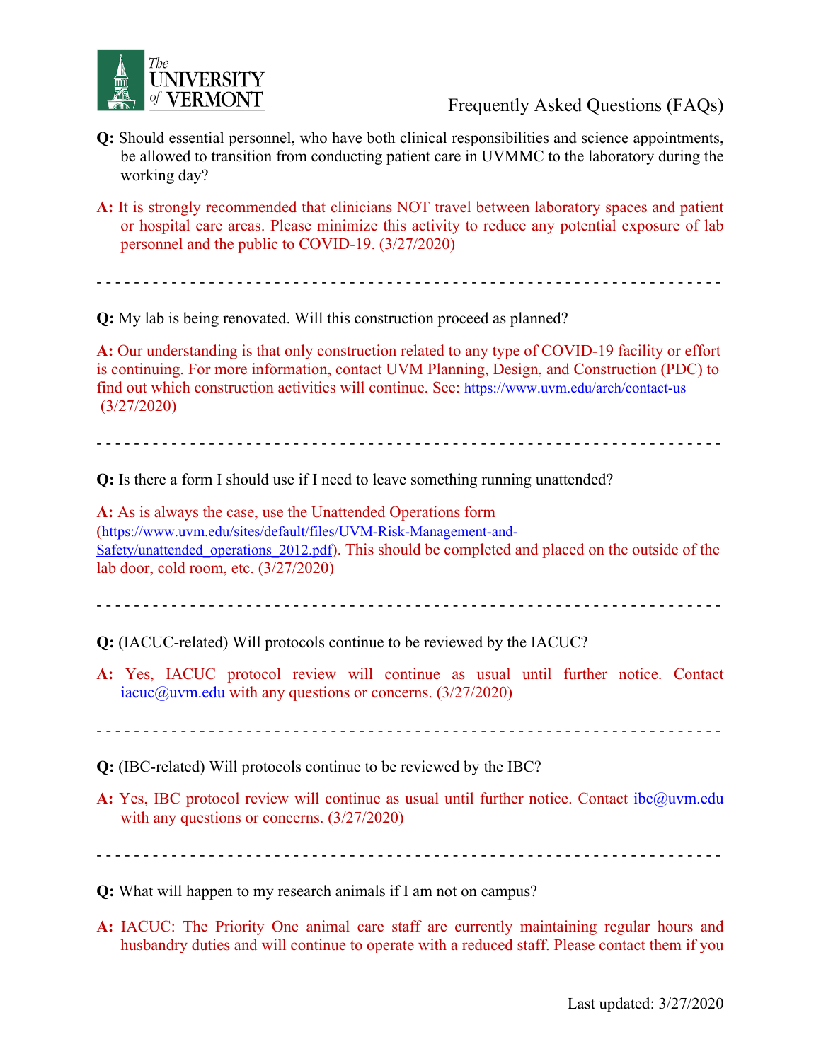**Q:** Should essential personnel, who have both clinical responsibilities and science appointments, be allowed to transition from conducting patient care in UVMMC to the laboratory during the working day?

**A:** It is strongly recommended that clinicians NOT travel between laboratory spaces and patient or hospital care areas. Please minimize this activity to reduce any potential exposure of lab personnel and the public to COVID-19. (3/27/2020)

- - - - - - - - - - - - - - - - - - - - - - - - - - - - - - - - - - - - - - - - - - - - - - - - - - - - - - - - - - - - - - - - -

**Q:** My lab is being renovated. Will this construction proceed as planned?

**A:** Our understanding is that only construction related to any type of COVID-19 facility or effort is continuing. For more information, contact UVM Planning, Design, and Construction (PDC) to find out which construction activities will continue. See: https://www.uvm.edu/arch/contact-us (3/27/2020)

- - - - - - - - - - - - - - - - - - - - - - - - - - - - - - - - - - - - - - - - - - - - - - - - - - - - - - - - - - - - - - - - -

**Q:** Is there a form I should use if I need to leave something running unattended?

**A:** As is always the case, use the Unattended Operations form (https://www.uvm.edu/sites/default/files/UVM-Risk-Management-and-Safety/unattended_operations_2012.pdf). This should be completed and placed on the outside of the lab door, cold room, etc. (3/27/2020)

- - - - - - - - - - - - - - - - - - - - - - - - - - - - - - - - - - - - - - - - - - - - - - - - - - - - - - - - - - - - - - - - -

**Q:** (IACUC-related) Will protocols continue to be reviewed by the IACUC?

**A:** Yes, IACUC protocol review will continue as usual until further notice. Contact iacuc@uvm.edu with any questions or concerns. (3/27/2020)

- - - - - - - - - - - - - - - - - - - - - - - - - - - - - - - - - - - - - - - - - - - - - - - - - - - - - - - - - - - - - - - - -

**Q:** (IBC-related) Will protocols continue to be reviewed by the IBC?

**A:** Yes, IBC protocol review will continue as usual until further notice. Contact ibc@uvm.edu with any questions or concerns. (3/27/2020)

- - - - - - - - - - - - - - - - - - - - - - - - - - - - - - - - - - - - - - - - - - - - - - - - - - - - - - - - - - - - - - - - -

**Q:** What will happen to my research animals if I am not on campus?

**A:** IACUC: The Priority One animal care staff are currently maintaining regular hours and husbandry duties and will continue to operate with a reduced staff. Please contact them if you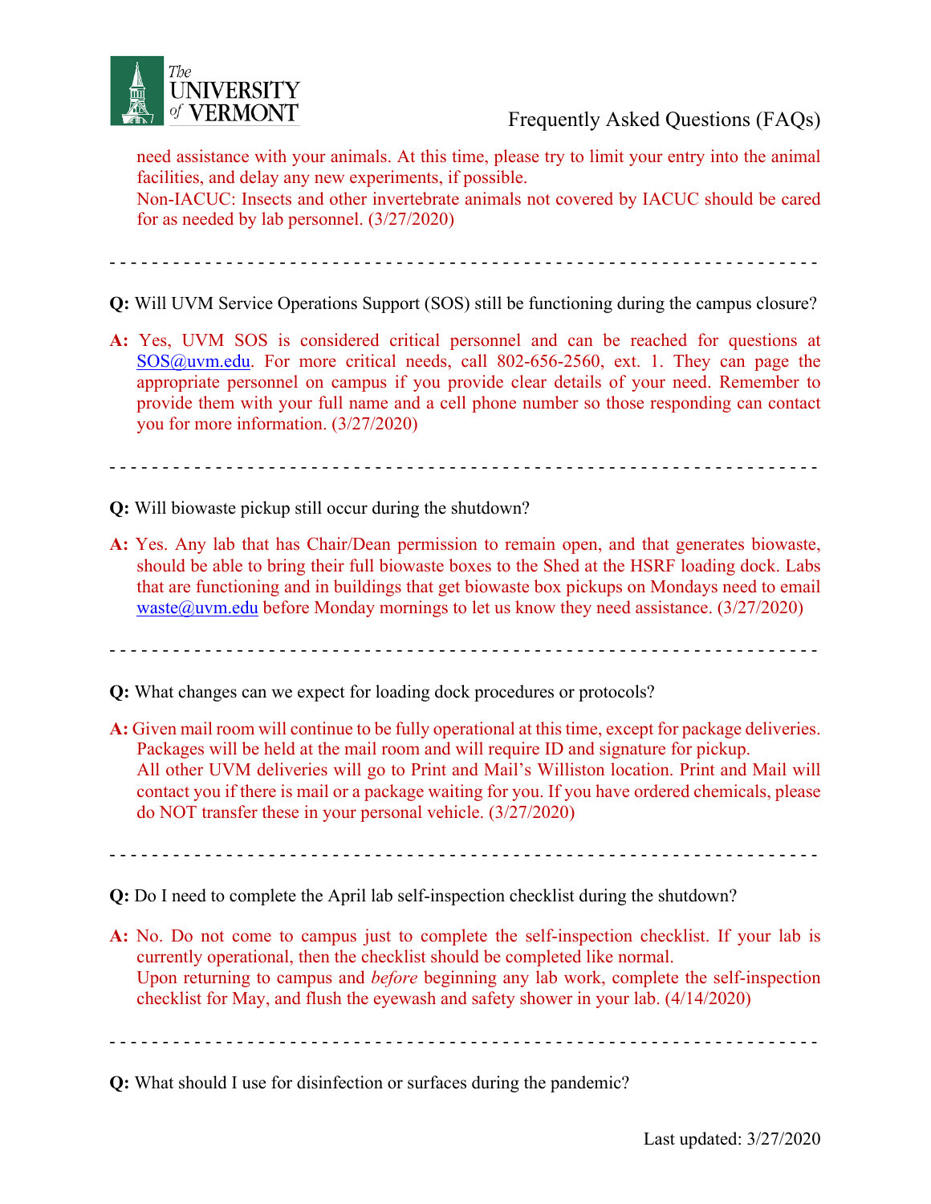need assistance with your animals. At this time, please try to limit your entry into the animal facilities, and delay any new experiments, if possible.
Non-IACUC: Insects and other invertebrate animals not covered by IACUC should be cared for as needed by lab personnel. (3/27/2020)

- - - - - - - - - - - - - - - - - - - - - - - - - - - - - - - - - - - - - - - - - - - - - - - - - - - - - - - - - - - - - - -

**Q:** Will UVM Service Operations Support (SOS) still be functioning during the campus closure?

**A:** Yes, UVM SOS is considered critical personnel and can be reached for questions at SOS@uvm.edu. For more critical needs, call 802-656-2560, ext. 1. They can page the appropriate personnel on campus if you provide clear details of your need. Remember to provide them with your full name and a cell phone number so those responding can contact you for more information. (3/27/2020)

- - - - - - - - - - - - - - - - - - - - - - - - - - - - - - - - - - - - - - - - - - - - - - - - - - - - - - - - - - - - - - -

**Q:** Will biowaste pickup still occur during the shutdown?

**A:** Yes. Any lab that has Chair/Dean permission to remain open, and that generates biowaste, should be able to bring their full biowaste boxes to the Shed at the HSRF loading dock. Labs that are functioning and in buildings that get biowaste box pickups on Mondays need to email waste@uvm.edu before Monday mornings to let us know they need assistance. (3/27/2020)

- - - - - - - - - - - - - - - - - - - - - - - - - - - - - - - - - - - - - - - - - - - - - - - - - - - - - - - - - - - - - - -

**Q:** What changes can we expect for loading dock procedures or protocols?

**A:** Given mail room will continue to be fully operational at this time, except for package deliveries. Packages will be held at the mail room and will require ID and signature for pickup.
All other UVM deliveries will go to Print and Mail's Williston location. Print and Mail will contact you if there is mail or a package waiting for you. If you have ordered chemicals, please do NOT transfer these in your personal vehicle. (3/27/2020)

- - - - - - - - - - - - - - - - - - - - - - - - - - - - - - - - - - - - - - - - - - - - - - - - - - - - - - - - - - - - - - -

**Q:** Do I need to complete the April lab self-inspection checklist during the shutdown?

**A:** No. Do not come to campus just to complete the self-inspection checklist. If your lab is currently operational, then the checklist should be completed like normal.
Upon returning to campus and *before* beginning any lab work, complete the self-inspection checklist for May, and flush the eyewash and safety shower in your lab. (4/14/2020)

- - - - - - - - - - - - - - - - - - - - - - - - - - - - - - - - - - - - - - - - - - - - - - - - - - - - - - - - - - - - - - -

**Q:** What should I use for disinfection or surfaces during the pandemic?

Last updated: 3/27/2020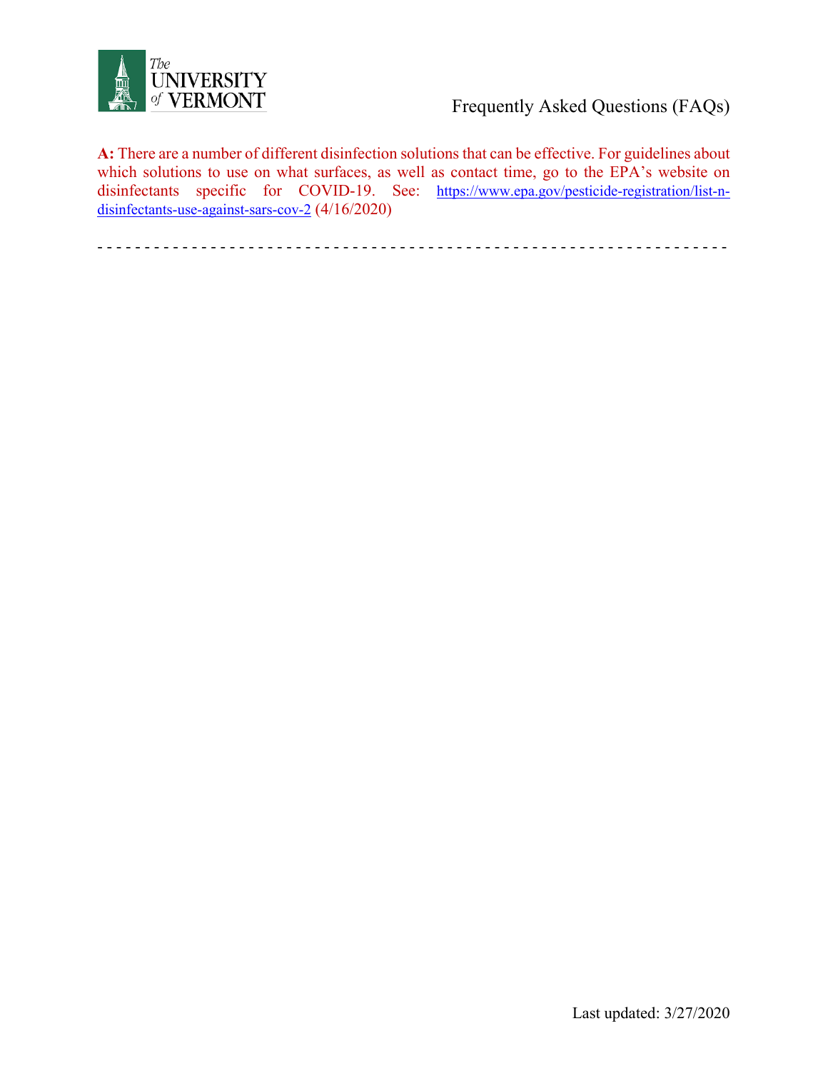**A:** There are a number of different disinfection solutions that can be effective. For guidelines about which solutions to use on what surfaces, as well as contact time, go to the EPA's website on disinfectants specific for COVID-19. See: https://www.epa.gov/pesticide-registration/list-n-disinfectants-use-against-sars-cov-2 (4/16/2020)

- - - - - - - - - - - - - - - - - - - - - - - - - - - - - - - - - - - - - - - - - - - - - - - - - - - - - - - - - - - - - - - -